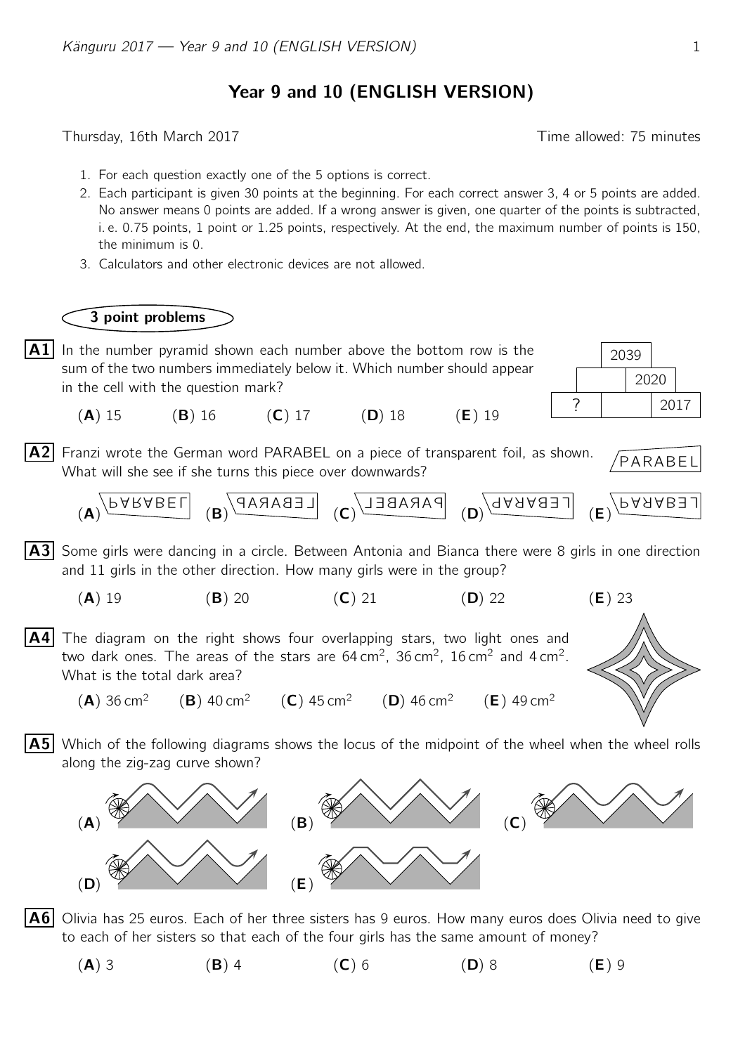# Year 9 and 10 (ENGLISH VERSION)

Thursday, 16th March 2017 — Time allowed: 75 minutes

1. For each question exactly one of the 5 options is correct.
2. Each participant is given 30 points at the beginning. For each correct answer 3, 4 or 5 points are added. No answer means 0 points are added. If a wrong answer is given, one quarter of the points is subtracted, i. e. 0.75 points, 1 point or 1.25 points, respectively. At the end, the maximum number of points is 150, the minimum is 0.
3. Calculators and other electronic devices are not allowed.

## 3 point problems

**A1** In the number pyramid shown each number above the bottom row is the sum of the two numbers immediately below it. Which number should appear in the cell with the question mark?

| | 2039 | |
|---|---|---|
| | | 2020 |
| ? | | 2017 |

(**A**) 15 (**B**) 16 (**C**) 17 (**D**) 18 (**E**) 19

**A2** Franzi wrote the German word PARABEL on a piece of transparent foil, as shown. What will she see if she turns this piece over downwards?

(**A**) (**B**) (**C**) (**D**) (**E**)

**A3** Some girls were dancing in a circle. Between Antonia and Bianca there were 8 girls in one direction and 11 girls in the other direction. How many girls were in the group?

(**A**) 19 (**B**) 20 (**C**) 21 (**D**) 22 (**E**) 23

**A4** The diagram on the right shows four overlapping stars, two light ones and two dark ones. The areas of the stars are $64\,\text{cm}^2$, $36\,\text{cm}^2$, $16\,\text{cm}^2$ and $4\,\text{cm}^2$. What is the total dark area?

(**A**) $36\,\text{cm}^2$ (**B**) $40\,\text{cm}^2$ (**C**) $45\,\text{cm}^2$ (**D**) $46\,\text{cm}^2$ (**E**) $49\,\text{cm}^2$

**A5** Which of the following diagrams shows the locus of the midpoint of the wheel when the wheel rolls along the zig-zag curve shown?

(**A**) (**B**) (**C**) (**D**) (**E**)

**A6** Olivia has 25 euros. Each of her three sisters has 9 euros. How many euros does Olivia need to give to each of her sisters so that each of the four girls has the same amount of money?

(**A**) 3 (**B**) 4 (**C**) 6 (**D**) 8 (**E**) 9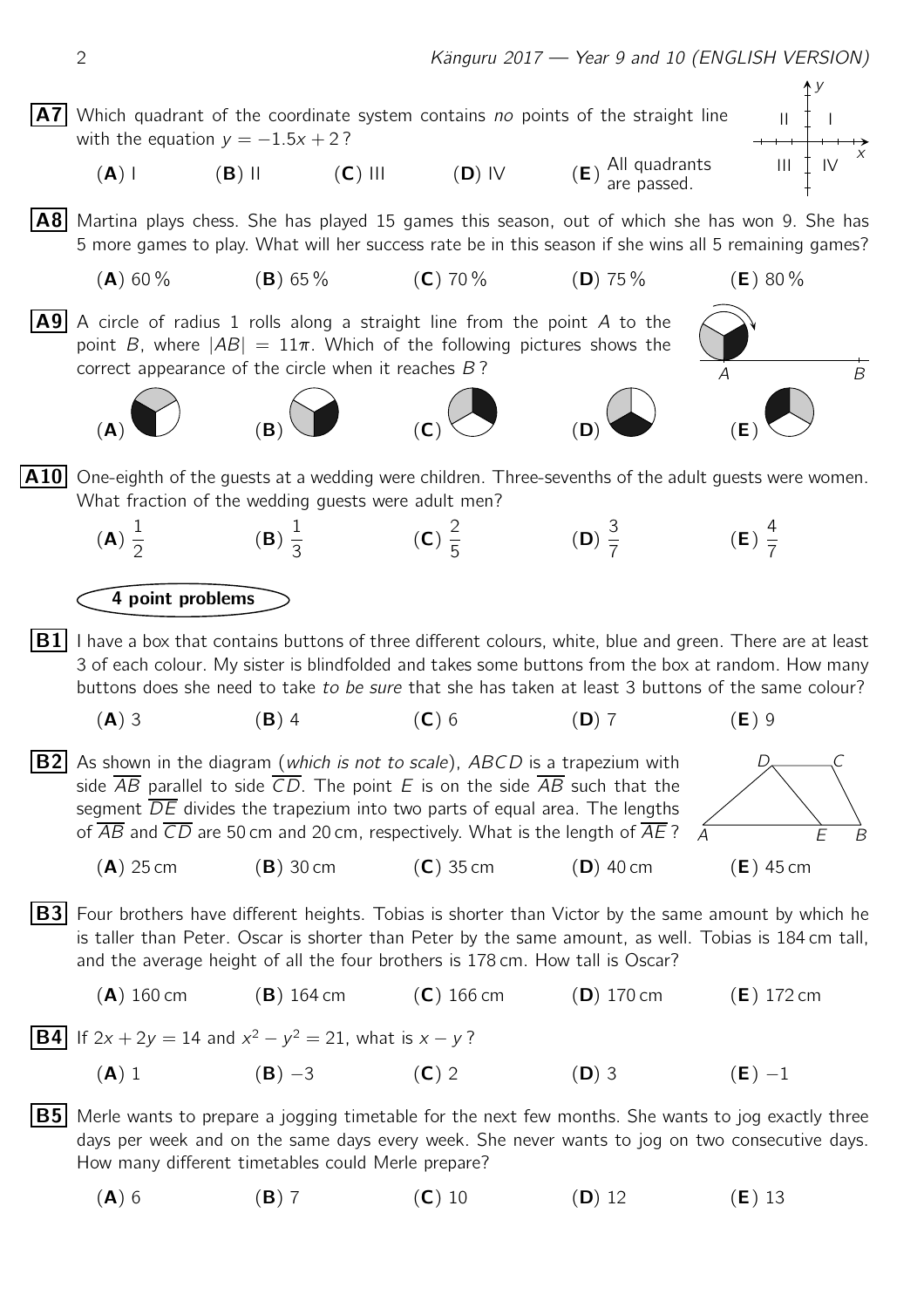**A7** Which quadrant of the coordinate system contains *no* points of the straight line with the equation $y = -1.5x + 2$?

(**A**) I (**B**) II (**C**) III (**D**) IV (**E**) All quadrants are passed.

**A8** Martina plays chess. She has played 15 games this season, out of which she has won 9. She has 5 more games to play. What will her success rate be in this season if she wins all 5 remaining games?

(**A**) 60 % (**B**) 65 % (**C**) 70 % (**D**) 75 % (**E**) 80 %

**A9** A circle of radius 1 rolls along a straight line from the point $A$ to the point $B$, where $|AB| = 11\pi$. Which of the following pictures shows the correct appearance of the circle when it reaches $B$?

(**A**) (**B**) (**C**) (**D**) (**E**)

**A10** One-eighth of the guests at a wedding were children. Three-sevenths of the adult guests were women. What fraction of the wedding guests were adult men?

(**A**) $\frac{1}{2}$ (**B**) $\frac{1}{3}$ (**C**) $\frac{2}{5}$ (**D**) $\frac{3}{7}$ (**E**) $\frac{4}{7}$

## 4 point problems

**B1** I have a box that contains buttons of three different colours, white, blue and green. There are at least 3 of each colour. My sister is blindfolded and takes some buttons from the box at random. How many buttons does she need to take *to be sure* that she has taken at least 3 buttons of the same colour?

(**A**) 3 (**B**) 4 (**C**) 6 (**D**) 7 (**E**) 9

**B2** As shown in the diagram (*which is not to scale*), $ABCD$ is a trapezium with side $\overline{AB}$ parallel to side $\overline{CD}$. The point $E$ is on the side $\overline{AB}$ such that the segment $\overline{DE}$ divides the trapezium into two parts of equal area. The lengths of $\overline{AB}$ and $\overline{CD}$ are 50 cm and 20 cm, respectively. What is the length of $\overline{AE}$?

(**A**) 25 cm (**B**) 30 cm (**C**) 35 cm (**D**) 40 cm (**E**) 45 cm

**B3** Four brothers have different heights. Tobias is shorter than Victor by the same amount by which he is taller than Peter. Oscar is shorter than Peter by the same amount, as well. Tobias is 184 cm tall, and the average height of all the four brothers is 178 cm. How tall is Oscar?

(**A**) 160 cm (**B**) 164 cm (**C**) 166 cm (**D**) 170 cm (**E**) 172 cm

**B4** If $2x + 2y = 14$ and $x^2 - y^2 = 21$, what is $x - y$?

(**A**) 1 (**B**) $-3$ (**C**) 2 (**D**) 3 (**E**) $-1$

**B5** Merle wants to prepare a jogging timetable for the next few months. She wants to jog exactly three days per week and on the same days every week. She never wants to jog on two consecutive days. How many different timetables could Merle prepare?

(**A**) 6 (**B**) 7 (**C**) 10 (**D**) 12 (**E**) 13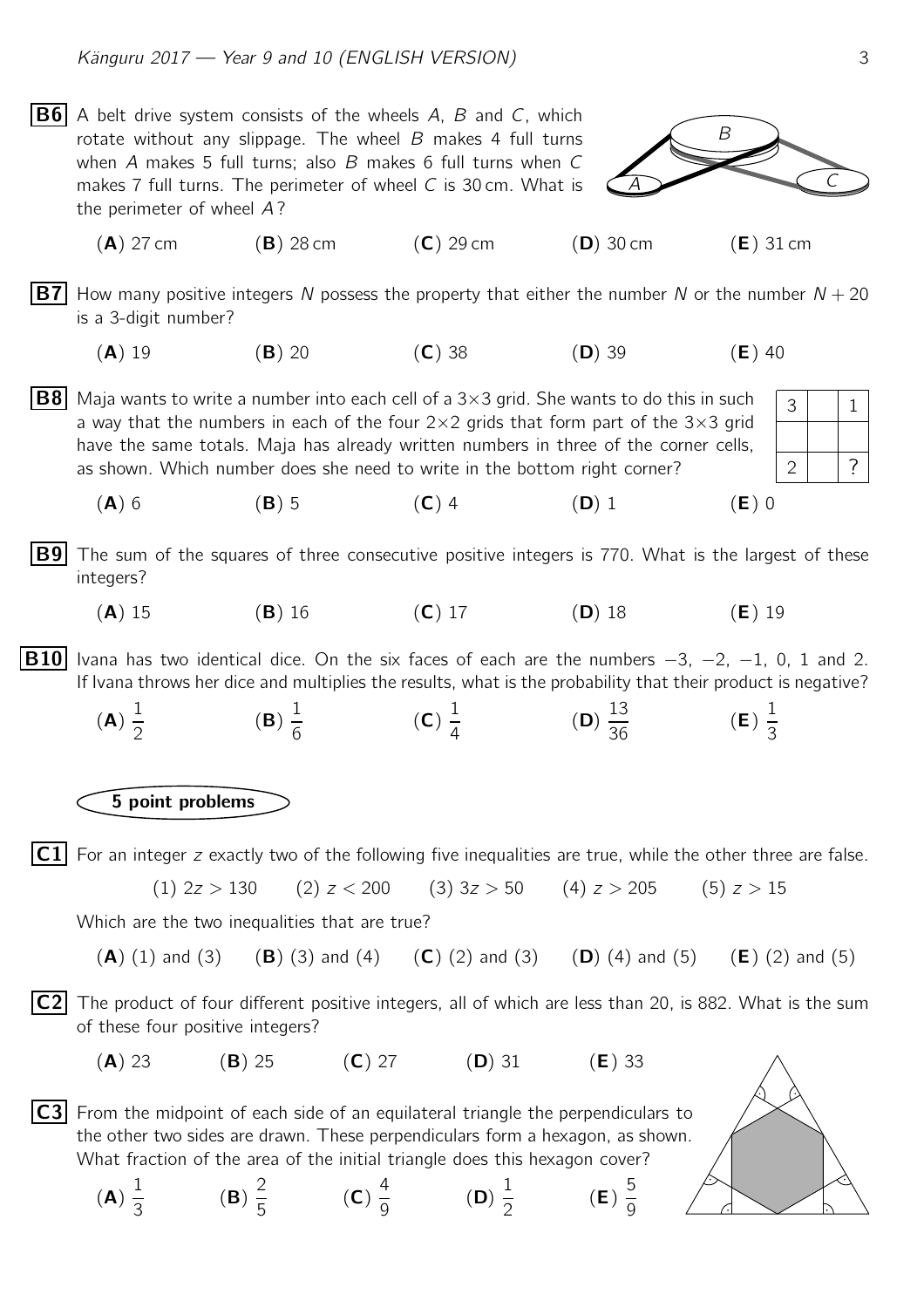**B6** A belt drive system consists of the wheels $A$, $B$ and $C$, which rotate without any slippage. The wheel $B$ makes 4 full turns when $A$ makes 5 full turns; also $B$ makes 6 full turns when $C$ makes 7 full turns. The perimeter of wheel $C$ is 30 cm. What is the perimeter of wheel $A$?

(**A**) 27 cm (**B**) 28 cm (**C**) 29 cm (**D**) 30 cm (**E**) 31 cm

**B7** How many positive integers $N$ possess the property that either the number $N$ or the number $N + 20$ is a 3-digit number?

(**A**) 19 (**B**) 20 (**C**) 38 (**D**) 39 (**E**) 40

**B8** Maja wants to write a number into each cell of a $3\times3$ grid. She wants to do this in such a way that the numbers in each of the four $2\times2$ grids that form part of the $3\times3$ grid have the same totals. Maja has already written numbers in three of the corner cells, as shown. Which number does she need to write in the bottom right corner?

| 3 | | 1 |
|---|---|---|
| | | |
| 2 | | ? |

(**A**) 6 (**B**) 5 (**C**) 4 (**D**) 1 (**E**) 0

**B9** The sum of the squares of three consecutive positive integers is 770. What is the largest of these integers?

(**A**) 15 (**B**) 16 (**C**) 17 (**D**) 18 (**E**) 19

**B10** Ivana has two identical dice. On the six faces of each are the numbers $-3$, $-2$, $-1$, 0, 1 and 2. If Ivana throws her dice and multiplies the results, what is the probability that their product is negative?

(**A**) $\frac{1}{2}$ (**B**) $\frac{1}{6}$ (**C**) $\frac{1}{4}$ (**D**) $\frac{13}{36}$ (**E**) $\frac{1}{3}$

## 5 point problems

**C1** For an integer $z$ exactly two of the following five inequalities are true, while the other three are false.

(1) $2z > 130$ (2) $z < 200$ (3) $3z > 50$ (4) $z > 205$ (5) $z > 15$

Which are the two inequalities that are true?

(**A**) (1) and (3) (**B**) (3) and (4) (**C**) (2) and (3) (**D**) (4) and (5) (**E**) (2) and (5)

**C2** The product of four different positive integers, all of which are less than 20, is 882. What is the sum of these four positive integers?

(**A**) 23 (**B**) 25 (**C**) 27 (**D**) 31 (**E**) 33

**C3** From the midpoint of each side of an equilateral triangle the perpendiculars to the other two sides are drawn. These perpendiculars form a hexagon, as shown. What fraction of the area of the initial triangle does this hexagon cover?

(**A**) $\frac{1}{3}$ (**B**) $\frac{2}{5}$ (**C**) $\frac{4}{9}$ (**D**) $\frac{1}{2}$ (**E**) $\frac{5}{9}$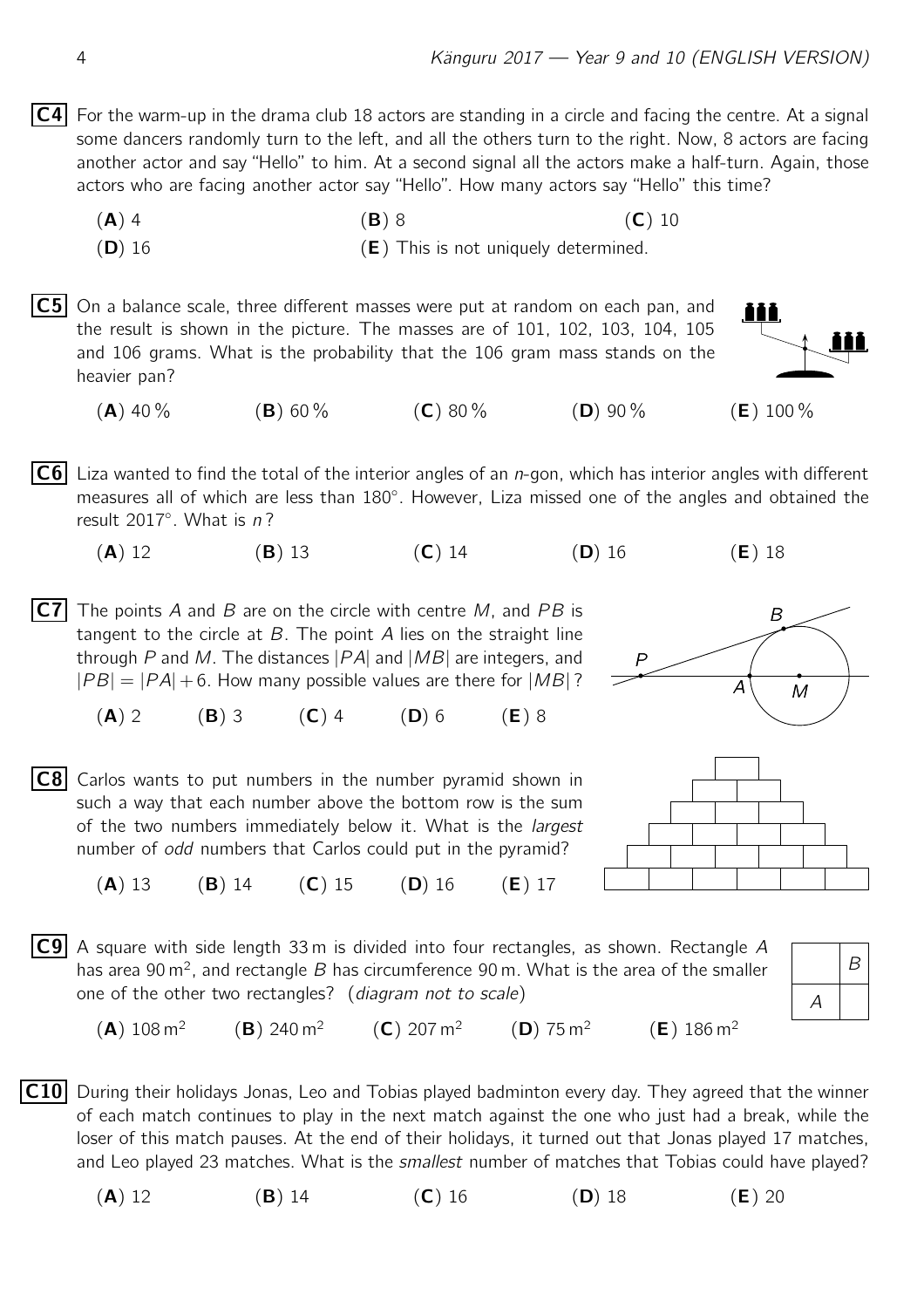**C4** For the warm-up in the drama club 18 actors are standing in a circle and facing the centre. At a signal some dancers randomly turn to the left, and all the others turn to the right. Now, 8 actors are facing another actor and say "Hello" to him. At a second signal all the actors make a half-turn. Again, those actors who are facing another actor say "Hello". How many actors say "Hello" this time?

(**A**) 4 (**B**) 8 (**C**) 10
(**D**) 16 (**E**) This is not uniquely determined.

**C5** On a balance scale, three different masses were put at random on each pan, and the result is shown in the picture. The masses are of 101, 102, 103, 104, 105 and 106 grams. What is the probability that the 106 gram mass stands on the heavier pan?

(**A**) 40 % (**B**) 60 % (**C**) 80 % (**D**) 90 % (**E**) 100 %

**C6** Liza wanted to find the total of the interior angles of an $n$-gon, which has interior angles with different measures all of which are less than $180°$. However, Liza missed one of the angles and obtained the result $2017°$. What is $n$?

(**A**) 12 (**B**) 13 (**C**) 14 (**D**) 16 (**E**) 18

**C7** The points $A$ and $B$ are on the circle with centre $M$, and $PB$ is tangent to the circle at $B$. The point $A$ lies on the straight line through $P$ and $M$. The distances $|PA|$ and $|MB|$ are integers, and $|PB| = |PA| + 6$. How many possible values are there for $|MB|$?

(**A**) 2 (**B**) 3 (**C**) 4 (**D**) 6 (**E**) 8

**C8** Carlos wants to put numbers in the number pyramid shown in such a way that each number above the bottom row is the sum of the two numbers immediately below it. What is the *largest* number of *odd* numbers that Carlos could put in the pyramid?

(**A**) 13 (**B**) 14 (**C**) 15 (**D**) 16 (**E**) 17

**C9** A square with side length 33 m is divided into four rectangles, as shown. Rectangle $A$ has area $90\,\text{m}^2$, and rectangle $B$ has circumference 90 m. What is the area of the smaller one of the other two rectangles? (*diagram not to scale*)

(**A**) $108\,\text{m}^2$ (**B**) $240\,\text{m}^2$ (**C**) $207\,\text{m}^2$ (**D**) $75\,\text{m}^2$ (**E**) $186\,\text{m}^2$

**C10** During their holidays Jonas, Leo and Tobias played badminton every day. They agreed that the winner of each match continues to play in the next match against the one who just had a break, while the loser of this match pauses. At the end of their holidays, it turned out that Jonas played 17 matches, and Leo played 23 matches. What is the *smallest* number of matches that Tobias could have played?

(**A**) 12 (**B**) 14 (**C**) 16 (**D**) 18 (**E**) 20